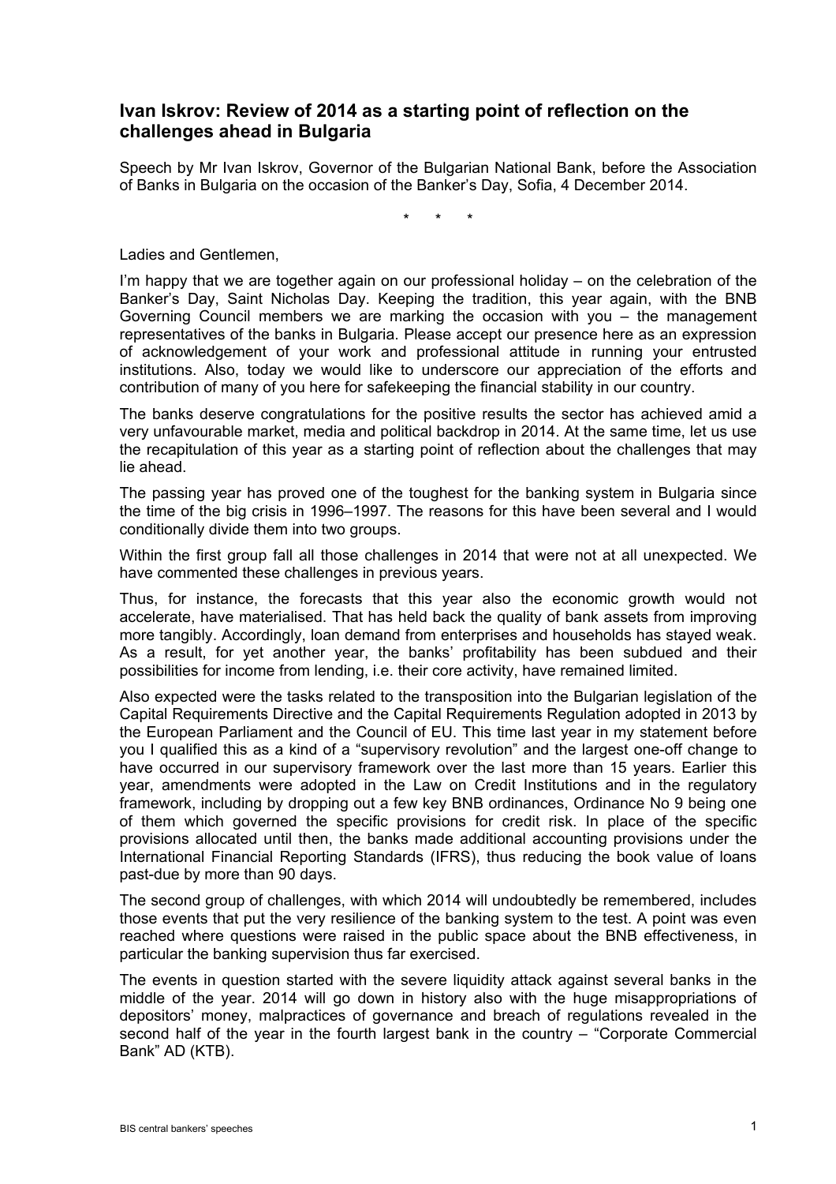# Ivan Iskrov: Review of 2014 as a starting point of reflection on the challenges ahead in Bulgaria

Speech by Mr Ivan Iskrov, Governor of the Bulgarian National Bank, before the Association of Banks in Bulgaria on the occasion of the Banker's Day, Sofia, 4 December 2014.

\* \* \*

Ladies and Gentlemen,

I'm happy that we are together again on our professional holiday – on the celebration of the Banker's Day, Saint Nicholas Day. Keeping the tradition, this year again, with the BNB Governing Council members we are marking the occasion with you – the management representatives of the banks in Bulgaria. Please accept our presence here as an expression of acknowledgement of your work and professional attitude in running your entrusted institutions. Also, today we would like to underscore our appreciation of the efforts and contribution of many of you here for safekeeping the financial stability in our country.

The banks deserve congratulations for the positive results the sector has achieved amid a very unfavourable market, media and political backdrop in 2014. At the same time, let us use the recapitulation of this year as a starting point of reflection about the challenges that may lie ahead.

The passing year has proved one of the toughest for the banking system in Bulgaria since the time of the big crisis in 1996–1997. The reasons for this have been several and I would conditionally divide them into two groups.

Within the first group fall all those challenges in 2014 that were not at all unexpected. We have commented these challenges in previous years.

Thus, for instance, the forecasts that this year also the economic growth would not accelerate, have materialised. That has held back the quality of bank assets from improving more tangibly. Accordingly, loan demand from enterprises and households has stayed weak. As a result, for yet another year, the banks' profitability has been subdued and their possibilities for income from lending, i.e. their core activity, have remained limited.

Also expected were the tasks related to the transposition into the Bulgarian legislation of the Capital Requirements Directive and the Capital Requirements Regulation adopted in 2013 by the European Parliament and the Council of EU. This time last year in my statement before you I qualified this as a kind of a "supervisory revolution" and the largest one-off change to have occurred in our supervisory framework over the last more than 15 years. Earlier this year, amendments were adopted in the Law on Credit Institutions and in the regulatory framework, including by dropping out a few key BNB ordinances, Ordinance No 9 being one of them which governed the specific provisions for credit risk. In place of the specific provisions allocated until then, the banks made additional accounting provisions under the International Financial Reporting Standards (IFRS), thus reducing the book value of loans past-due by more than 90 days.

The second group of challenges, with which 2014 will undoubtedly be remembered, includes those events that put the very resilience of the banking system to the test. A point was even reached where questions were raised in the public space about the BNB effectiveness, in particular the banking supervision thus far exercised.

The events in question started with the severe liquidity attack against several banks in the middle of the year. 2014 will go down in history also with the huge misappropriations of depositors' money, malpractices of governance and breach of regulations revealed in the second half of the year in the fourth largest bank in the country – "Corporate Commercial Bank" AD (KTB).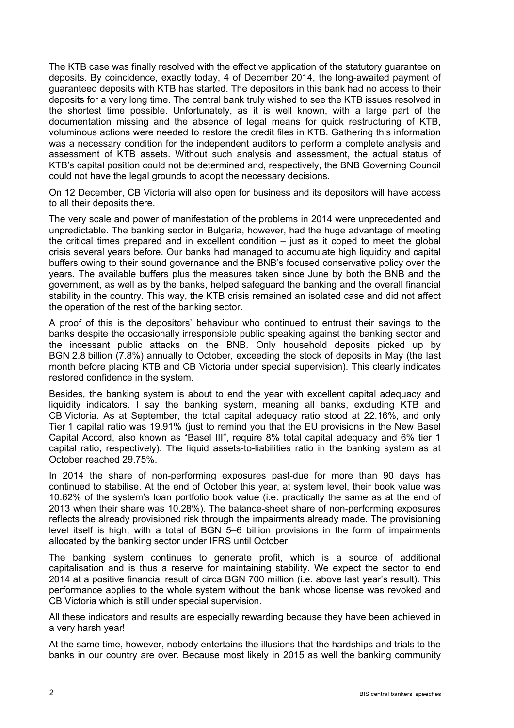The KTB case was finally resolved with the effective application of the statutory guarantee on deposits. By coincidence, exactly today, 4 of December 2014, the long-awaited payment of guaranteed deposits with KTB has started. The depositors in this bank had no access to their deposits for a very long time. The central bank truly wished to see the KTB issues resolved in the shortest time possible. Unfortunately, as it is well known, with a large part of the documentation missing and the absence of legal means for quick restructuring of KTB, voluminous actions were needed to restore the credit files in KTB. Gathering this information was a necessary condition for the independent auditors to perform a complete analysis and assessment of KTB assets. Without such analysis and assessment, the actual status of KTB's capital position could not be determined and, respectively, the BNB Governing Council could not have the legal grounds to adopt the necessary decisions.

On 12 December, CB Victoria will also open for business and its depositors will have access to all their deposits there.

The very scale and power of manifestation of the problems in 2014 were unprecedented and unpredictable. The banking sector in Bulgaria, however, had the huge advantage of meeting the critical times prepared and in excellent condition – just as it coped to meet the global crisis several years before. Our banks had managed to accumulate high liquidity and capital buffers owing to their sound governance and the BNB's focused conservative policy over the years. The available buffers plus the measures taken since June by both the BNB and the government, as well as by the banks, helped safeguard the banking and the overall financial stability in the country. This way, the KTB crisis remained an isolated case and did not affect the operation of the rest of the banking sector.

A proof of this is the depositors' behaviour who continued to entrust their savings to the banks despite the occasionally irresponsible public speaking against the banking sector and the incessant public attacks on the BNB. Only household deposits picked up by BGN 2.8 billion (7.8%) annually to October, exceeding the stock of deposits in May (the last month before placing KTB and CB Victoria under special supervision). This clearly indicates restored confidence in the system.

Besides, the banking system is about to end the year with excellent capital adequacy and liquidity indicators. I say the banking system, meaning all banks, excluding KTB and CB Victoria. As at September, the total capital adequacy ratio stood at 22.16%, and only Tier 1 capital ratio was 19.91% (just to remind you that the EU provisions in the New Basel Capital Accord, also known as "Basel III", require 8% total capital adequacy and 6% tier 1 capital ratio, respectively). The liquid assets-to-liabilities ratio in the banking system as at October reached 29.75%.

In 2014 the share of non-performing exposures past-due for more than 90 days has continued to stabilise. At the end of October this year, at system level, their book value was 10.62% of the system's loan portfolio book value (i.e. practically the same as at the end of 2013 when their share was 10.28%). The balance-sheet share of non-performing exposures reflects the already provisioned risk through the impairments already made. The provisioning level itself is high, with a total of BGN 5–6 billion provisions in the form of impairments allocated by the banking sector under IFRS until October.

The banking system continues to generate profit, which is a source of additional capitalisation and is thus a reserve for maintaining stability. We expect the sector to end 2014 at a positive financial result of circa BGN 700 million (i.e. above last year's result). This performance applies to the whole system without the bank whose license was revoked and CB Victoria which is still under special supervision.

All these indicators and results are especially rewarding because they have been achieved in a very harsh year!

At the same time, however, nobody entertains the illusions that the hardships and trials to the banks in our country are over. Because most likely in 2015 as well the banking community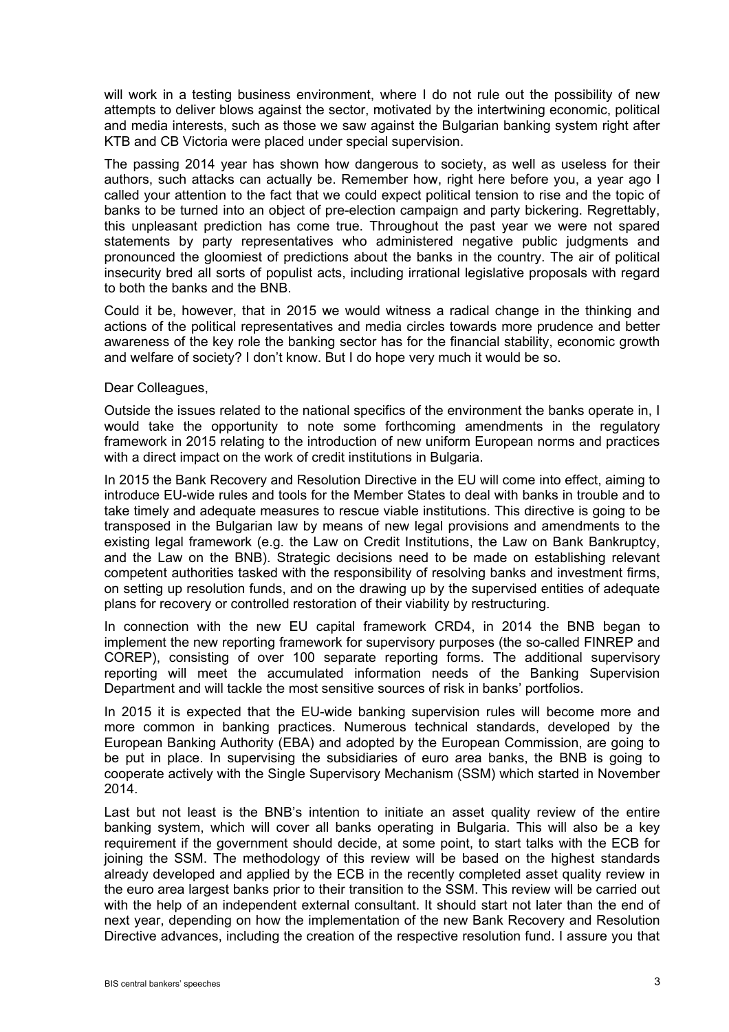will work in a testing business environment, where I do not rule out the possibility of new attempts to deliver blows against the sector, motivated by the intertwining economic, political and media interests, such as those we saw against the Bulgarian banking system right after KTB and CB Victoria were placed under special supervision.

The passing 2014 year has shown how dangerous to society, as well as useless for their authors, such attacks can actually be. Remember how, right here before you, a year ago I called your attention to the fact that we could expect political tension to rise and the topic of banks to be turned into an object of pre-election campaign and party bickering. Regrettably, this unpleasant prediction has come true. Throughout the past year we were not spared statements by party representatives who administered negative public judgments and pronounced the gloomiest of predictions about the banks in the country. The air of political insecurity bred all sorts of populist acts, including irrational legislative proposals with regard to both the banks and the BNB.

Could it be, however, that in 2015 we would witness a radical change in the thinking and actions of the political representatives and media circles towards more prudence and better awareness of the key role the banking sector has for the financial stability, economic growth and welfare of society? I don't know. But I do hope very much it would be so.

Dear Colleagues,

Outside the issues related to the national specifics of the environment the banks operate in, I would take the opportunity to note some forthcoming amendments in the regulatory framework in 2015 relating to the introduction of new uniform European norms and practices with a direct impact on the work of credit institutions in Bulgaria.

In 2015 the Bank Recovery and Resolution Directive in the EU will come into effect, aiming to introduce EU-wide rules and tools for the Member States to deal with banks in trouble and to take timely and adequate measures to rescue viable institutions. This directive is going to be transposed in the Bulgarian law by means of new legal provisions and amendments to the existing legal framework (e.g. the Law on Credit Institutions, the Law on Bank Bankruptcy, and the Law on the BNB). Strategic decisions need to be made on establishing relevant competent authorities tasked with the responsibility of resolving banks and investment firms, on setting up resolution funds, and on the drawing up by the supervised entities of adequate plans for recovery or controlled restoration of their viability by restructuring.

In connection with the new EU capital framework CRD4, in 2014 the BNB began to implement the new reporting framework for supervisory purposes (the so-called FINREP and COREP), consisting of over 100 separate reporting forms. The additional supervisory reporting will meet the accumulated information needs of the Banking Supervision Department and will tackle the most sensitive sources of risk in banks' portfolios.

In 2015 it is expected that the EU-wide banking supervision rules will become more and more common in banking practices. Numerous technical standards, developed by the European Banking Authority (EBA) and adopted by the European Commission, are going to be put in place. In supervising the subsidiaries of euro area banks, the BNB is going to cooperate actively with the Single Supervisory Mechanism (SSM) which started in November 2014.

Last but not least is the BNB's intention to initiate an asset quality review of the entire banking system, which will cover all banks operating in Bulgaria. This will also be a key requirement if the government should decide, at some point, to start talks with the ECB for joining the SSM. The methodology of this review will be based on the highest standards already developed and applied by the ECB in the recently completed asset quality review in the euro area largest banks prior to their transition to the SSM. This review will be carried out with the help of an independent external consultant. It should start not later than the end of next year, depending on how the implementation of the new Bank Recovery and Resolution Directive advances, including the creation of the respective resolution fund. I assure you that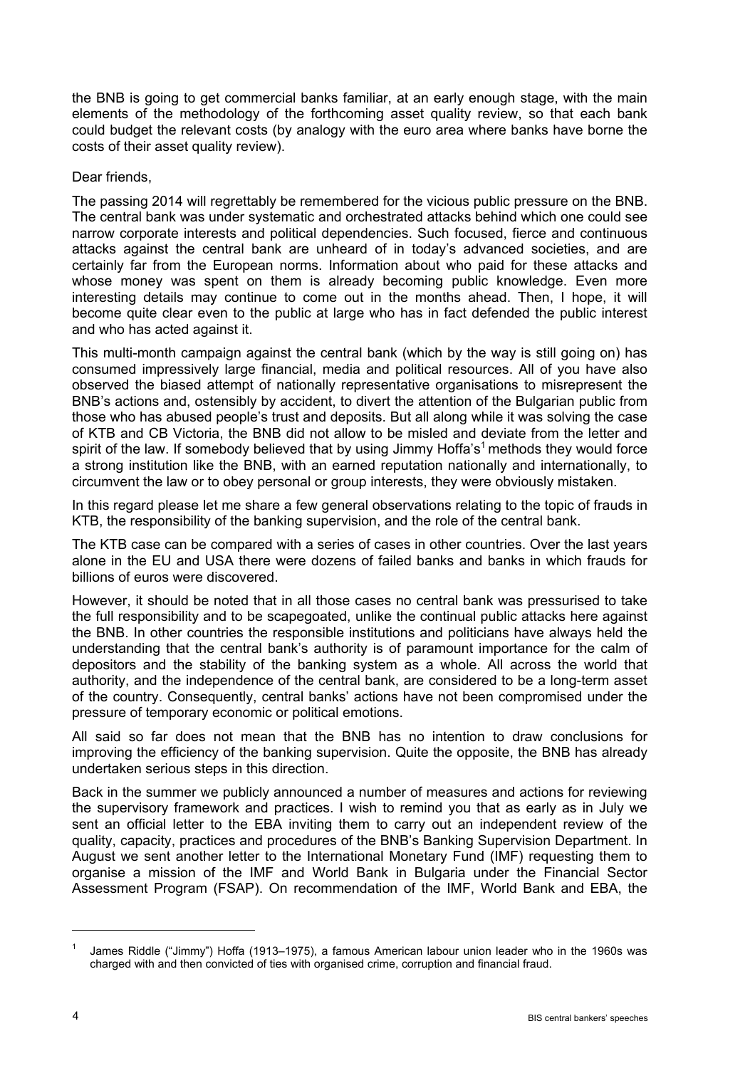the BNB is going to get commercial banks familiar, at an early enough stage, with the main elements of the methodology of the forthcoming asset quality review, so that each bank could budget the relevant costs (by analogy with the euro area where banks have borne the costs of their asset quality review).

Dear friends,

The passing 2014 will regrettably be remembered for the vicious public pressure on the BNB. The central bank was under systematic and orchestrated attacks behind which one could see narrow corporate interests and political dependencies. Such focused, fierce and continuous attacks against the central bank are unheard of in today's advanced societies, and are certainly far from the European norms. Information about who paid for these attacks and whose money was spent on them is already becoming public knowledge. Even more interesting details may continue to come out in the months ahead. Then, I hope, it will become quite clear even to the public at large who has in fact defended the public interest and who has acted against it.

This multi-month campaign against the central bank (which by the way is still going on) has consumed impressively large financial, media and political resources. All of you have also observed the biased attempt of nationally representative organisations to misrepresent the BNB's actions and, ostensibly by accident, to divert the attention of the Bulgarian public from those who has abused people's trust and deposits. But all along while it was solving the case of KTB and CB Victoria, the BNB did not allow to be misled and deviate from the letter and spirit of the law. If somebody believed that by using Jimmy Hoffa's[1] methods they would force a strong institution like the BNB, with an earned reputation nationally and internationally, to circumvent the law or to obey personal or group interests, they were obviously mistaken.

In this regard please let me share a few general observations relating to the topic of frauds in KTB, the responsibility of the banking supervision, and the role of the central bank.

The KTB case can be compared with a series of cases in other countries. Over the last years alone in the EU and USA there were dozens of failed banks and banks in which frauds for billions of euros were discovered.

However, it should be noted that in all those cases no central bank was pressurised to take the full responsibility and to be scapegoated, unlike the continual public attacks here against the BNB. In other countries the responsible institutions and politicians have always held the understanding that the central bank's authority is of paramount importance for the calm of depositors and the stability of the banking system as a whole. All across the world that authority, and the independence of the central bank, are considered to be a long-term asset of the country. Consequently, central banks' actions have not been compromised under the pressure of temporary economic or political emotions.

All said so far does not mean that the BNB has no intention to draw conclusions for improving the efficiency of the banking supervision. Quite the opposite, the BNB has already undertaken serious steps in this direction.

Back in the summer we publicly announced a number of measures and actions for reviewing the supervisory framework and practices. I wish to remind you that as early as in July we sent an official letter to the EBA inviting them to carry out an independent review of the quality, capacity, practices and procedures of the BNB's Banking Supervision Department. In August we sent another letter to the International Monetary Fund (IMF) requesting them to organise a mission of the IMF and World Bank in Bulgaria under the Financial Sector Assessment Program (FSAP). On recommendation of the IMF, World Bank and EBA, the

[1] James Riddle ("Jimmy") Hoffa (1913–1975), a famous American labour union leader who in the 1960s was charged with and then convicted of ties with organised crime, corruption and financial fraud.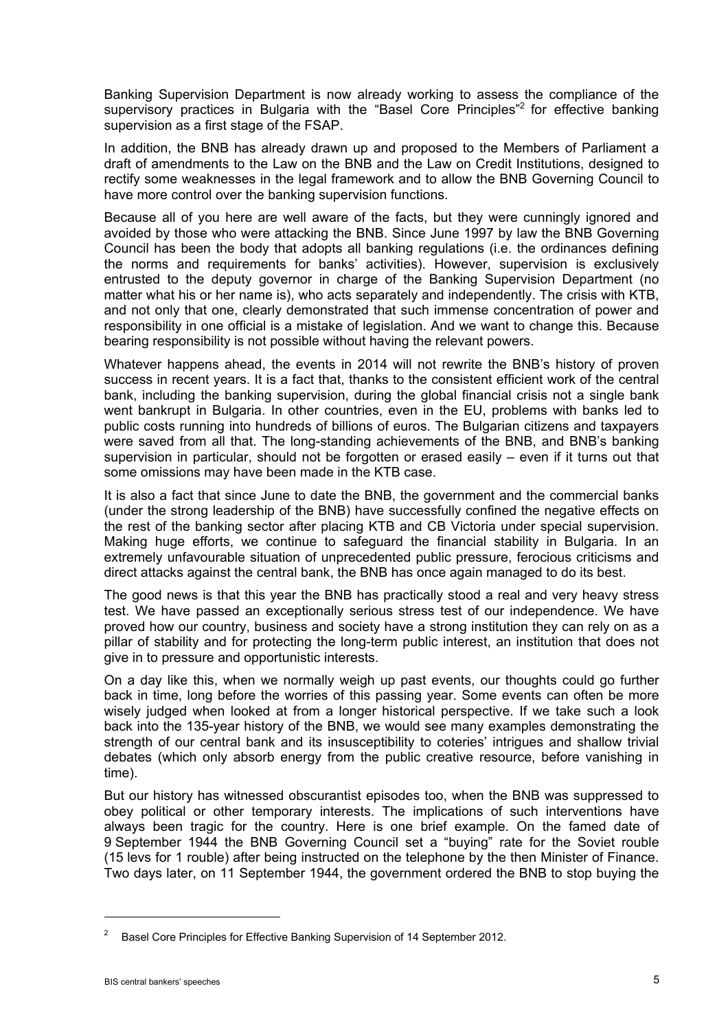Banking Supervision Department is now already working to assess the compliance of the supervisory practices in Bulgaria with the "Basel Core Principles"[2] for effective banking supervision as a first stage of the FSAP.

In addition, the BNB has already drawn up and proposed to the Members of Parliament a draft of amendments to the Law on the BNB and the Law on Credit Institutions, designed to rectify some weaknesses in the legal framework and to allow the BNB Governing Council to have more control over the banking supervision functions.

Because all of you here are well aware of the facts, but they were cunningly ignored and avoided by those who were attacking the BNB. Since June 1997 by law the BNB Governing Council has been the body that adopts all banking regulations (i.e. the ordinances defining the norms and requirements for banks' activities). However, supervision is exclusively entrusted to the deputy governor in charge of the Banking Supervision Department (no matter what his or her name is), who acts separately and independently. The crisis with KTB, and not only that one, clearly demonstrated that such immense concentration of power and responsibility in one official is a mistake of legislation. And we want to change this. Because bearing responsibility is not possible without having the relevant powers.

Whatever happens ahead, the events in 2014 will not rewrite the BNB's history of proven success in recent years. It is a fact that, thanks to the consistent efficient work of the central bank, including the banking supervision, during the global financial crisis not a single bank went bankrupt in Bulgaria. In other countries, even in the EU, problems with banks led to public costs running into hundreds of billions of euros. The Bulgarian citizens and taxpayers were saved from all that. The long-standing achievements of the BNB, and BNB's banking supervision in particular, should not be forgotten or erased easily – even if it turns out that some omissions may have been made in the KTB case.

It is also a fact that since June to date the BNB, the government and the commercial banks (under the strong leadership of the BNB) have successfully confined the negative effects on the rest of the banking sector after placing KTB and CB Victoria under special supervision. Making huge efforts, we continue to safeguard the financial stability in Bulgaria. In an extremely unfavourable situation of unprecedented public pressure, ferocious criticisms and direct attacks against the central bank, the BNB has once again managed to do its best.

The good news is that this year the BNB has practically stood a real and very heavy stress test. We have passed an exceptionally serious stress test of our independence. We have proved how our country, business and society have a strong institution they can rely on as a pillar of stability and for protecting the long-term public interest, an institution that does not give in to pressure and opportunistic interests.

On a day like this, when we normally weigh up past events, our thoughts could go further back in time, long before the worries of this passing year. Some events can often be more wisely judged when looked at from a longer historical perspective. If we take such a look back into the 135-year history of the BNB, we would see many examples demonstrating the strength of our central bank and its insusceptibility to coteries' intrigues and shallow trivial debates (which only absorb energy from the public creative resource, before vanishing in time).

But our history has witnessed obscurantist episodes too, when the BNB was suppressed to obey political or other temporary interests. The implications of such interventions have always been tragic for the country. Here is one brief example. On the famed date of 9 September 1944 the BNB Governing Council set a "buying" rate for the Soviet rouble (15 levs for 1 rouble) after being instructed on the telephone by the then Minister of Finance. Two days later, on 11 September 1944, the government ordered the BNB to stop buying the

---

[2] Basel Core Principles for Effective Banking Supervision of 14 September 2012.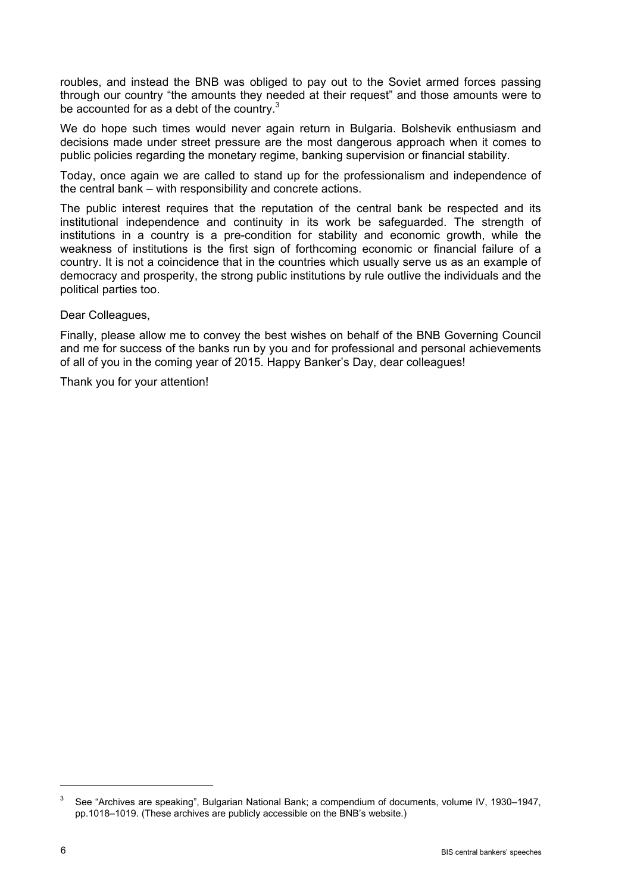roubles, and instead the BNB was obliged to pay out to the Soviet armed forces passing through our country "the amounts they needed at their request" and those amounts were to be accounted for as a debt of the country.[3]

We do hope such times would never again return in Bulgaria. Bolshevik enthusiasm and decisions made under street pressure are the most dangerous approach when it comes to public policies regarding the monetary regime, banking supervision or financial stability.

Today, once again we are called to stand up for the professionalism and independence of the central bank – with responsibility and concrete actions.

The public interest requires that the reputation of the central bank be respected and its institutional independence and continuity in its work be safeguarded. The strength of institutions in a country is a pre-condition for stability and economic growth, while the weakness of institutions is the first sign of forthcoming economic or financial failure of a country. It is not a coincidence that in the countries which usually serve us as an example of democracy and prosperity, the strong public institutions by rule outlive the individuals and the political parties too.

Dear Colleagues,

Finally, please allow me to convey the best wishes on behalf of the BNB Governing Council and me for success of the banks run by you and for professional and personal achievements of all of you in the coming year of 2015. Happy Banker's Day, dear colleagues!

Thank you for your attention!

---

[3] See "Archives are speaking", Bulgarian National Bank; a compendium of documents, volume IV, 1930–1947, pp.1018–1019. (These archives are publicly accessible on the BNB's website.)